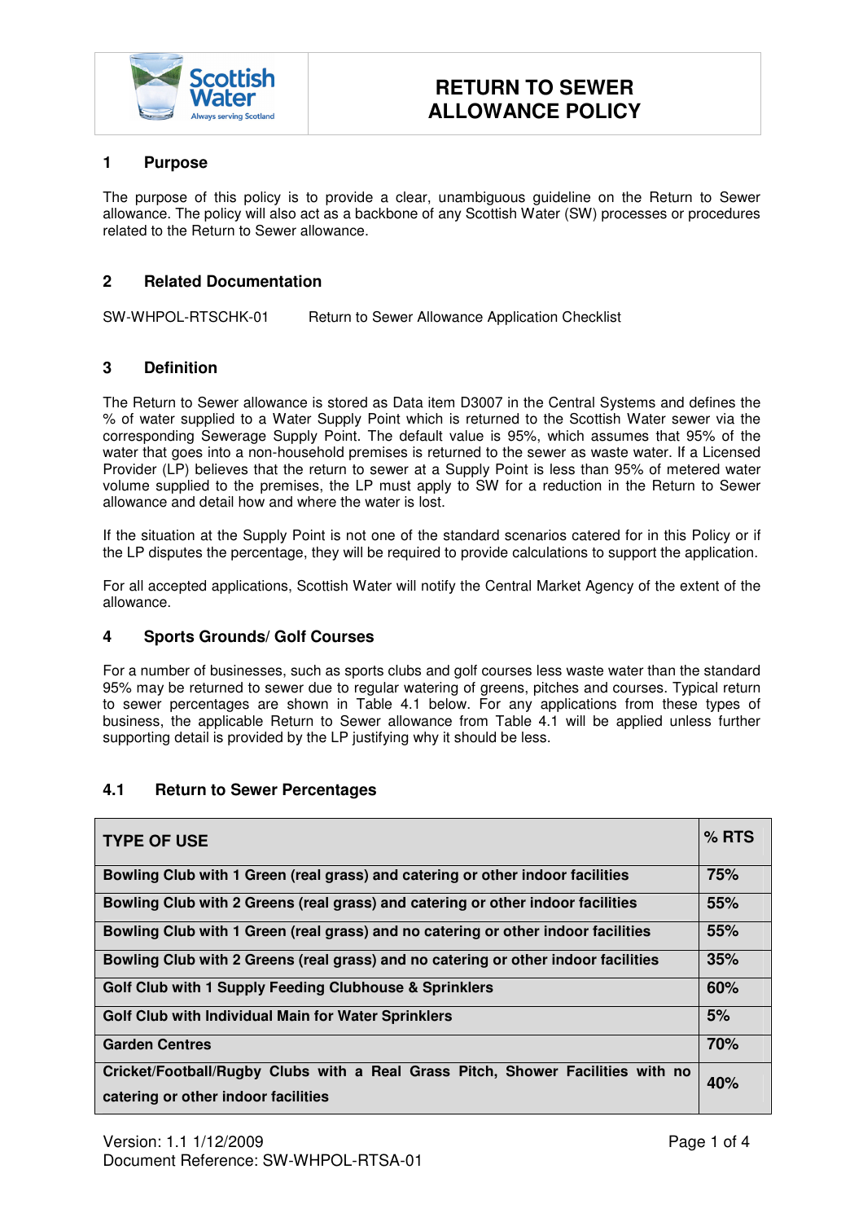# RETURN TO SEWER ALLOWANCE POLICY

## 1 Purpose

The purpose of this policy is to provide a clear, unambiguous guideline on the Return to Sewer allowance. The policy will also act as a backbone of any Scottish Water (SW) processes or procedures related to the Return to Sewer allowance.

## 2 Related Documentation

SW-WHPOL-RTSCHK-01 Return to Sewer Allowance Application Checklist

## 3 Definition

The Return to Sewer allowance is stored as Data item D3007 in the Central Systems and defines the % of water supplied to a Water Supply Point which is returned to the Scottish Water sewer via the corresponding Sewerage Supply Point. The default value is 95%, which assumes that 95% of the water that goes into a non-household premises is returned to the sewer as waste water. If a Licensed Provider (LP) believes that the return to sewer at a Supply Point is less than 95% of metered water volume supplied to the premises, the LP must apply to SW for a reduction in the Return to Sewer allowance and detail how and where the water is lost.

If the situation at the Supply Point is not one of the standard scenarios catered for in this Policy or if the LP disputes the percentage, they will be required to provide calculations to support the application.

For all accepted applications, Scottish Water will notify the Central Market Agency of the extent of the allowance.

## 4 Sports Grounds/ Golf Courses

For a number of businesses, such as sports clubs and golf courses less waste water than the standard 95% may be returned to sewer due to regular watering of greens, pitches and courses. Typical return to sewer percentages are shown in Table 4.1 below. For any applications from these types of business, the applicable Return to Sewer allowance from Table 4.1 will be applied unless further supporting detail is provided by the LP justifying why it should be less.

### 4.1 Return to Sewer Percentages

| TYPE OF USE | % RTS |
|---|---|
| **Bowling Club with 1 Green (real grass) and catering or other indoor facilities** | **75%** |
| **Bowling Club with 2 Greens (real grass) and catering or other indoor facilities** | **55%** |
| **Bowling Club with 1 Green (real grass) and no catering or other indoor facilities** | **55%** |
| **Bowling Club with 2 Greens (real grass) and no catering or other indoor facilities** | **35%** |
| **Golf Club with 1 Supply Feeding Clubhouse & Sprinklers** | **60%** |
| **Golf Club with Individual Main for Water Sprinklers** | **5%** |
| **Garden Centres** | **70%** |
| **Cricket/Football/Rugby Clubs with a Real Grass Pitch, Shower Facilities with no catering or other indoor facilities** | **40%** |

Version: 1.1 1/12/2009
Document Reference: SW-WHPOL-RTSA-01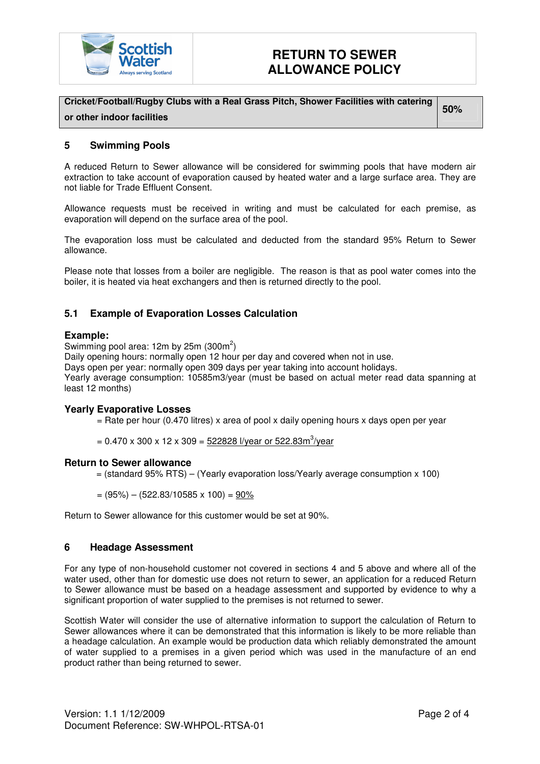| Cricket/Football/Rugby Clubs with a Real Grass Pitch, Shower Facilities with catering or other indoor facilities | 50% |
|---|---|

## 5 Swimming Pools

A reduced Return to Sewer allowance will be considered for swimming pools that have modern air extraction to take account of evaporation caused by heated water and a large surface area. They are not liable for Trade Effluent Consent.

Allowance requests must be received in writing and must be calculated for each premise, as evaporation will depend on the surface area of the pool.

The evaporation loss must be calculated and deducted from the standard 95% Return to Sewer allowance.

Please note that losses from a boiler are negligible. The reason is that as pool water comes into the boiler, it is heated via heat exchangers and then is returned directly to the pool.

### 5.1 Example of Evaporation Losses Calculation

**Example:**

Swimming pool area: 12m by 25m (300$m^2$)
Daily opening hours: normally open 12 hour per day and covered when not in use.
Days open per year: normally open 309 days per year taking into account holidays.
Yearly average consumption: 10585m3/year (must be based on actual meter read data spanning at least 12 months)

**Yearly Evaporative Losses**

= Rate per hour (0.470 litres) x area of pool x daily opening hours x days open per year

= 0.470 x 300 x 12 x 309 = 522828 l/year or 522.83$m^3$/year

**Return to Sewer allowance**

= (standard 95% RTS) – (Yearly evaporation loss/Yearly average consumption x 100)

= (95%) – (522.83/10585 x 100) = 90%

Return to Sewer allowance for this customer would be set at 90%.

## 6 Headage Assessment

For any type of non-household customer not covered in sections 4 and 5 above and where all of the water used, other than for domestic use does not return to sewer, an application for a reduced Return to Sewer allowance must be based on a headage assessment and supported by evidence to why a significant proportion of water supplied to the premises is not returned to sewer.

Scottish Water will consider the use of alternative information to support the calculation of Return to Sewer allowances where it can be demonstrated that this information is likely to be more reliable than a headage calculation. An example would be production data which reliably demonstrated the amount of water supplied to a premises in a given period which was used in the manufacture of an end product rather than being returned to sewer.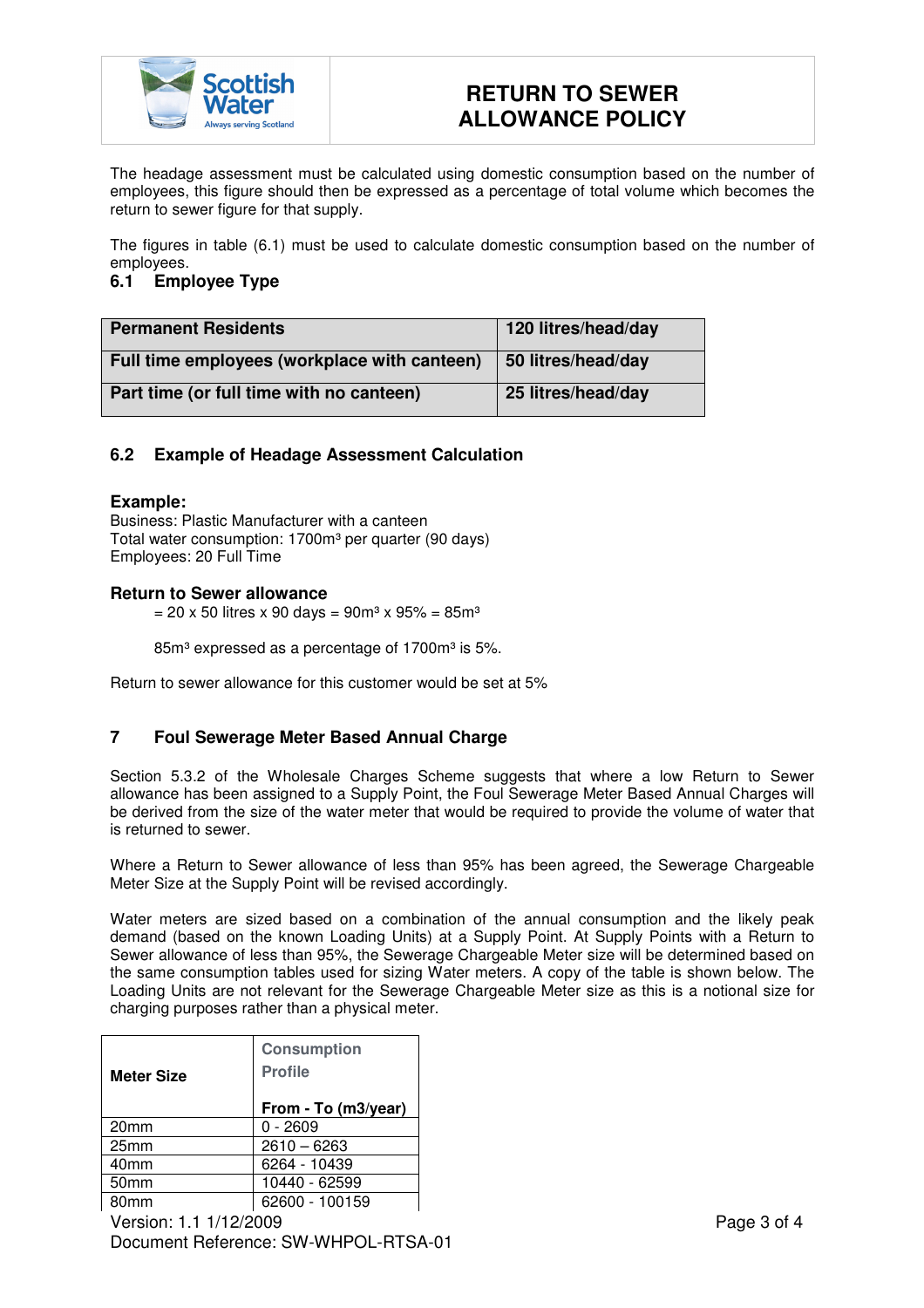The headage assessment must be calculated using domestic consumption based on the number of employees, this figure should then be expressed as a percentage of total volume which becomes the return to sewer figure for that supply.

The figures in table (6.1) must be used to calculate domestic consumption based on the number of employees.

### 6.1 Employee Type

| Permanent Residents | 120 litres/head/day |
|---|---|
| Full time employees (workplace with canteen) | 50 litres/head/day |
| Part time (or full time with no canteen) | 25 litres/head/day |

### 6.2 Example of Headage Assessment Calculation

**Example:**
Business: Plastic Manufacturer with a canteen
Total water consumption: 1700m³ per quarter (90 days)
Employees: 20 Full Time

**Return to Sewer allowance**

= 20 x 50 litres x 90 days = 90m³ x 95% = 85m³

85m³ expressed as a percentage of 1700m³ is 5%.

Return to sewer allowance for this customer would be set at 5%

## 7 Foul Sewerage Meter Based Annual Charge

Section 5.3.2 of the Wholesale Charges Scheme suggests that where a low Return to Sewer allowance has been assigned to a Supply Point, the Foul Sewerage Meter Based Annual Charges will be derived from the size of the water meter that would be required to provide the volume of water that is returned to sewer.

Where a Return to Sewer allowance of less than 95% has been agreed, the Sewerage Chargeable Meter Size at the Supply Point will be revised accordingly.

Water meters are sized based on a combination of the annual consumption and the likely peak demand (based on the known Loading Units) at a Supply Point. At Supply Points with a Return to Sewer allowance of less than 95%, the Sewerage Chargeable Meter size will be determined based on the same consumption tables used for sizing Water meters. A copy of the table is shown below. The Loading Units are not relevant for the Sewerage Chargeable Meter size as this is a notional size for charging purposes rather than a physical meter.

| Meter Size | Consumption Profile<br>From - To (m3/year) |
|---|---|
| 20mm | 0 - 2609 |
| 25mm | 2610 – 6263 |
| 40mm | 6264 - 10439 |
| 50mm | 10440 - 62599 |
| 80mm | 62600 - 100159 |

Version: 1.1 1/12/2009
Document Reference: SW-WHPOL-RTSA-01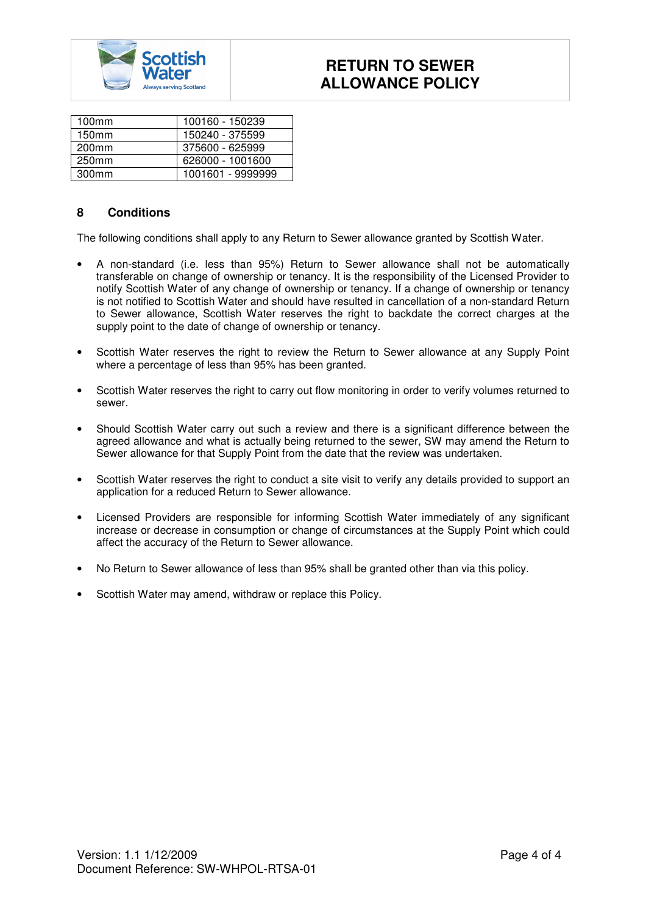| | |
|---|---|
| 100mm | 100160 - 150239 |
| 150mm | 150240 - 375599 |
| 200mm | 375600 - 625999 |
| 250mm | 626000 - 1001600 |
| 300mm | 1001601 - 9999999 |

## 8 Conditions

The following conditions shall apply to any Return to Sewer allowance granted by Scottish Water.

- A non-standard (i.e. less than 95%) Return to Sewer allowance shall not be automatically transferable on change of ownership or tenancy. It is the responsibility of the Licensed Provider to notify Scottish Water of any change of ownership or tenancy. If a change of ownership or tenancy is not notified to Scottish Water and should have resulted in cancellation of a non-standard Return to Sewer allowance, Scottish Water reserves the right to backdate the correct charges at the supply point to the date of change of ownership or tenancy.

- Scottish Water reserves the right to review the Return to Sewer allowance at any Supply Point where a percentage of less than 95% has been granted.

- Scottish Water reserves the right to carry out flow monitoring in order to verify volumes returned to sewer.

- Should Scottish Water carry out such a review and there is a significant difference between the agreed allowance and what is actually being returned to the sewer, SW may amend the Return to Sewer allowance for that Supply Point from the date that the review was undertaken.

- Scottish Water reserves the right to conduct a site visit to verify any details provided to support an application for a reduced Return to Sewer allowance.

- Licensed Providers are responsible for informing Scottish Water immediately of any significant increase or decrease in consumption or change of circumstances at the Supply Point which could affect the accuracy of the Return to Sewer allowance.

- No Return to Sewer allowance of less than 95% shall be granted other than via this policy.

- Scottish Water may amend, withdraw or replace this Policy.